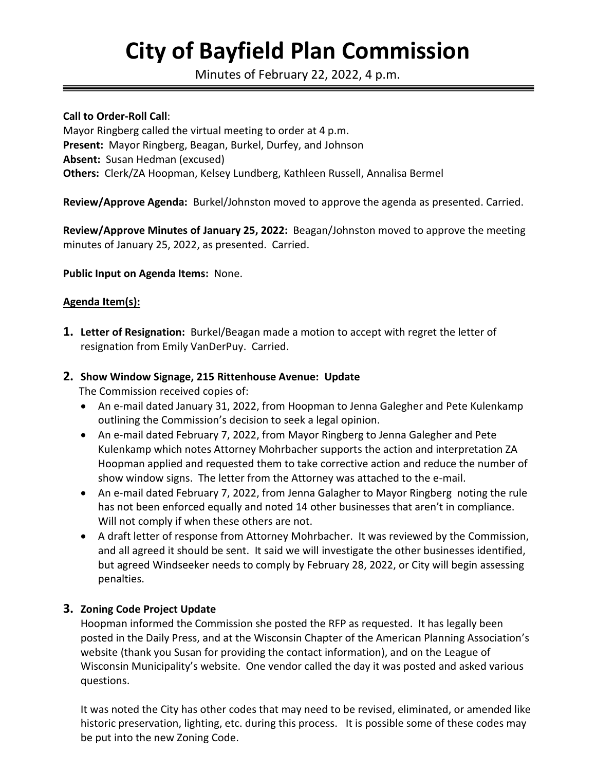# City of Bayfield Plan Commission

Minutes of February 22, 2022, 4 p.m.

**Call to Order-Roll Call**:
Mayor Ringberg called the virtual meeting to order at 4 p.m.
**Present:** Mayor Ringberg, Beagan, Burkel, Durfey, and Johnson
**Absent:** Susan Hedman (excused)
**Others:** Clerk/ZA Hoopman, Kelsey Lundberg, Kathleen Russell, Annalisa Bermel

**Review/Approve Agenda:** Burkel/Johnston moved to approve the agenda as presented. Carried.

**Review/Approve Minutes of January 25, 2022:** Beagan/Johnston moved to approve the meeting minutes of January 25, 2022, as presented. Carried.

**Public Input on Agenda Items:** None.

**Agenda Item(s):**

1. **Letter of Resignation:** Burkel/Beagan made a motion to accept with regret the letter of resignation from Emily VanDerPuy. Carried.

2. **Show Window Signage, 215 Rittenhouse Avenue: Update**
   The Commission received copies of:
   - An e-mail dated January 31, 2022, from Hoopman to Jenna Galegher and Pete Kulenkamp outlining the Commission's decision to seek a legal opinion.
   - An e-mail dated February 7, 2022, from Mayor Ringberg to Jenna Galegher and Pete Kulenkamp which notes Attorney Mohrbacher supports the action and interpretation ZA Hoopman applied and requested them to take corrective action and reduce the number of show window signs. The letter from the Attorney was attached to the e-mail.
   - An e-mail dated February 7, 2022, from Jenna Galagher to Mayor Ringberg noting the rule has not been enforced equally and noted 14 other businesses that aren't in compliance. Will not comply if when these others are not.
   - A draft letter of response from Attorney Mohrbacher. It was reviewed by the Commission, and all agreed it should be sent. It said we will investigate the other businesses identified, but agreed Windseeker needs to comply by February 28, 2022, or City will begin assessing penalties.

3. **Zoning Code Project Update**
   Hoopman informed the Commission she posted the RFP as requested. It has legally been posted in the Daily Press, and at the Wisconsin Chapter of the American Planning Association's website (thank you Susan for providing the contact information), and on the League of Wisconsin Municipality's website. One vendor called the day it was posted and asked various questions.

   It was noted the City has other codes that may need to be revised, eliminated, or amended like historic preservation, lighting, etc. during this process. It is possible some of these codes may be put into the new Zoning Code.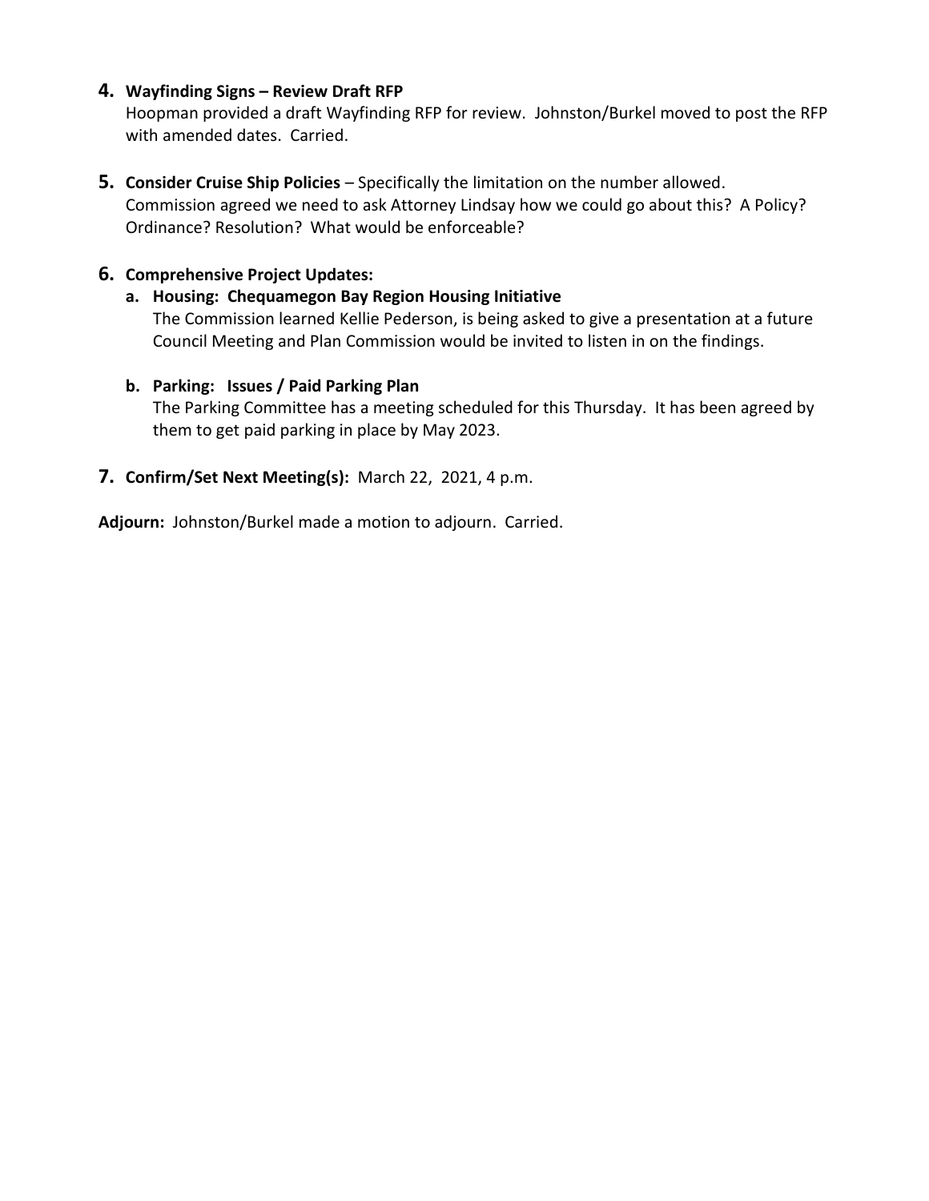4. **Wayfinding Signs – Review Draft RFP**
   Hoopman provided a draft Wayfinding RFP for review. Johnston/Burkel moved to post the RFP with amended dates. Carried.

5. **Consider Cruise Ship Policies** – Specifically the limitation on the number allowed. Commission agreed we need to ask Attorney Lindsay how we could go about this? A Policy? Ordinance? Resolution? What would be enforceable?

6. **Comprehensive Project Updates:**
   a. **Housing: Chequamegon Bay Region Housing Initiative**
      The Commission learned Kellie Pederson, is being asked to give a presentation at a future Council Meeting and Plan Commission would be invited to listen in on the findings.

   b. **Parking: Issues / Paid Parking Plan**
      The Parking Committee has a meeting scheduled for this Thursday. It has been agreed by them to get paid parking in place by May 2023.

7. **Confirm/Set Next Meeting(s):** March 22, 2021, 4 p.m.

**Adjourn:** Johnston/Burkel made a motion to adjourn. Carried.